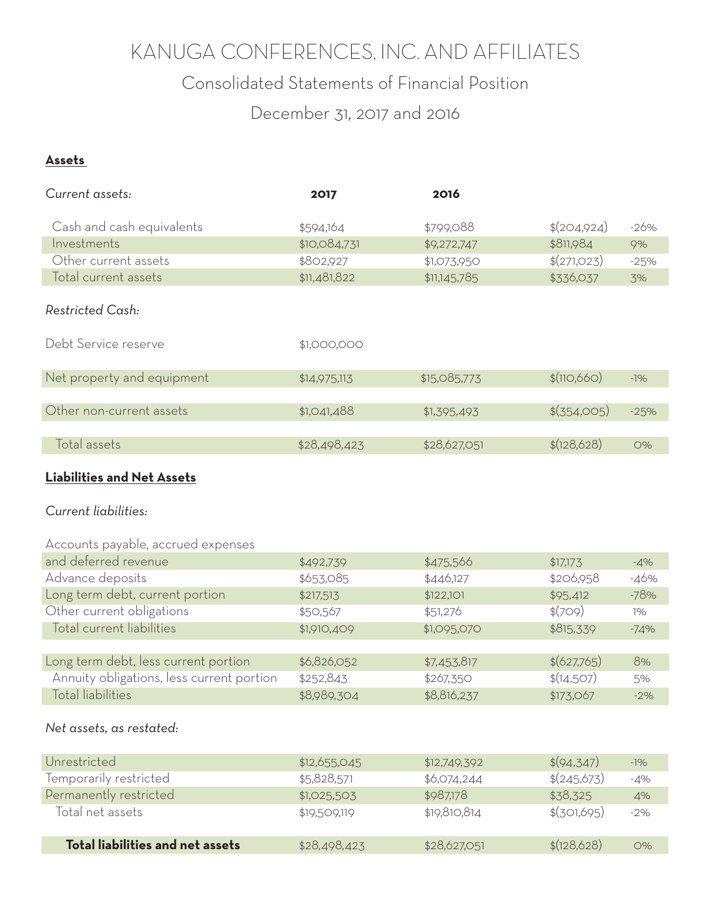# KANUGA CONFERENCES, INC. AND AFFILIATES

## Consolidated Statements of Financial Position

## December 31, 2017 and 2016

**Assets**

| *Current assets:* | **2017** | **2016** | | |
|---|---|---|---|---|
| Cash and cash equivalents | $594,164 | $799,088 | $(204,924) | -26% |
| Investments | $10,084,731 | $9,272,747 | $811,984 | 9% |
| Other current assets | $802,927 | $1,073,950 | $(271,023) | -25% |
| Total current assets | $11,481,822 | $11,145,785 | $336,037 | 3% |
| *Restricted Cash:* | | | | |
| Debt Service reserve | $1,000,000 | | | |
| Net property and equipment | $14,975,113 | $15,085,773 | $(110,660) | -1% |
| Other non-current assets | $1,041,488 | $1,395,493 | $(354,005) | -25% |
| Total assets | $28,498,423 | $28,627,051 | $(128,628) | 0% |

**Liabilities and Net Assets**

| *Current liabilities:* | | | | |
|---|---|---|---|---|
| Accounts payable, accrued expenses and deferred revenue | $492,739 | $475,566 | $17,173 | -4% |
| Advance deposits | $653,085 | $446,127 | $206,958 | -46% |
| Long term debt, current portion | $217,513 | $122,101 | $95,412 | -78% |
| Other current obligations | $50,567 | $51,276 | $(709) | 1% |
| Total current liabilities | $1,910,409 | $1,095,070 | $815,339 | -74% |
| Long term debt, less current portion | $6,826,052 | $7,453,817 | $(627,765) | 8% |
| Annuity obligations, less current portion | $252,843 | $267,350 | $(14,507) | 5% |
| Total liabilities | $8,989,304 | $8,816,237 | $173,067 | -2% |
| *Net assets, as restated:* | | | | |
| Unrestricted | $12,655,045 | $12,749,392 | $(94,347) | -1% |
| Temporarily restricted | $5,828,571 | $6,074,244 | $(245,673) | -4% |
| Permanently restricted | $1,025,503 | $987,178 | $38,325 | 4% |
| Total net assets | $19,509,119 | $19,810,814 | $(301,695) | -2% |
| **Total liabilities and net assets** | $28,498,423 | $28,627,051 | $(128,628) | 0% |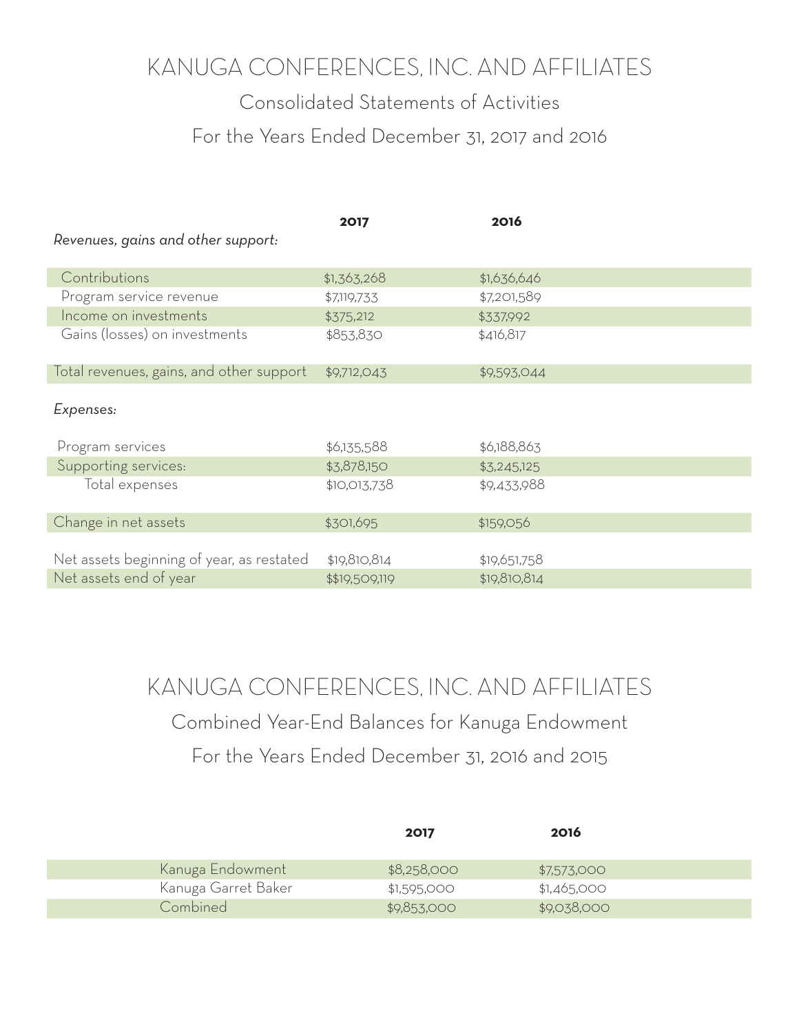# KANUGA CONFERENCES, INC. AND AFFILIATES

## Consolidated Statements of Activities

## For the Years Ended December 31, 2017 and 2016

| | 2017 | 2016 |
|---|---|---|
| *Revenues, gains and other support:* | | |
| Contributions | $1,363,268 | $1,636,646 |
| Program service revenue | $7,119,733 | $7,201,589 |
| Income on investments | $375,212 | $337,992 |
| Gains (losses) on investments | $853,830 | $416,817 |
| Total revenues, gains, and other support | $9,712,043 | $9,593,044 |
| *Expenses:* | | |
| Program services | $6,135,588 | $6,188,863 |
| Supporting services: | $3,878,150 | $3,245,125 |
| Total expenses | $10,013,738 | $9,433,988 |
| Change in net assets | $301,695 | $159,056 |
| Net assets beginning of year, as restated | $19,810,814 | $19,651,758 |
| Net assets end of year | $$19,509,119 | $19,810,814 |

# KANUGA CONFERENCES, INC. AND AFFILIATES

## Combined Year-End Balances for Kanuga Endowment

## For the Years Ended December 31, 2016 and 2015

| | 2017 | 2016 |
|---|---|---|
| Kanuga Endowment | $8,258,000 | $7,573,000 |
| Kanuga Garret Baker | $1,595,000 | $1,465,000 |
| Combined | $9,853,000 | $9,038,000 |